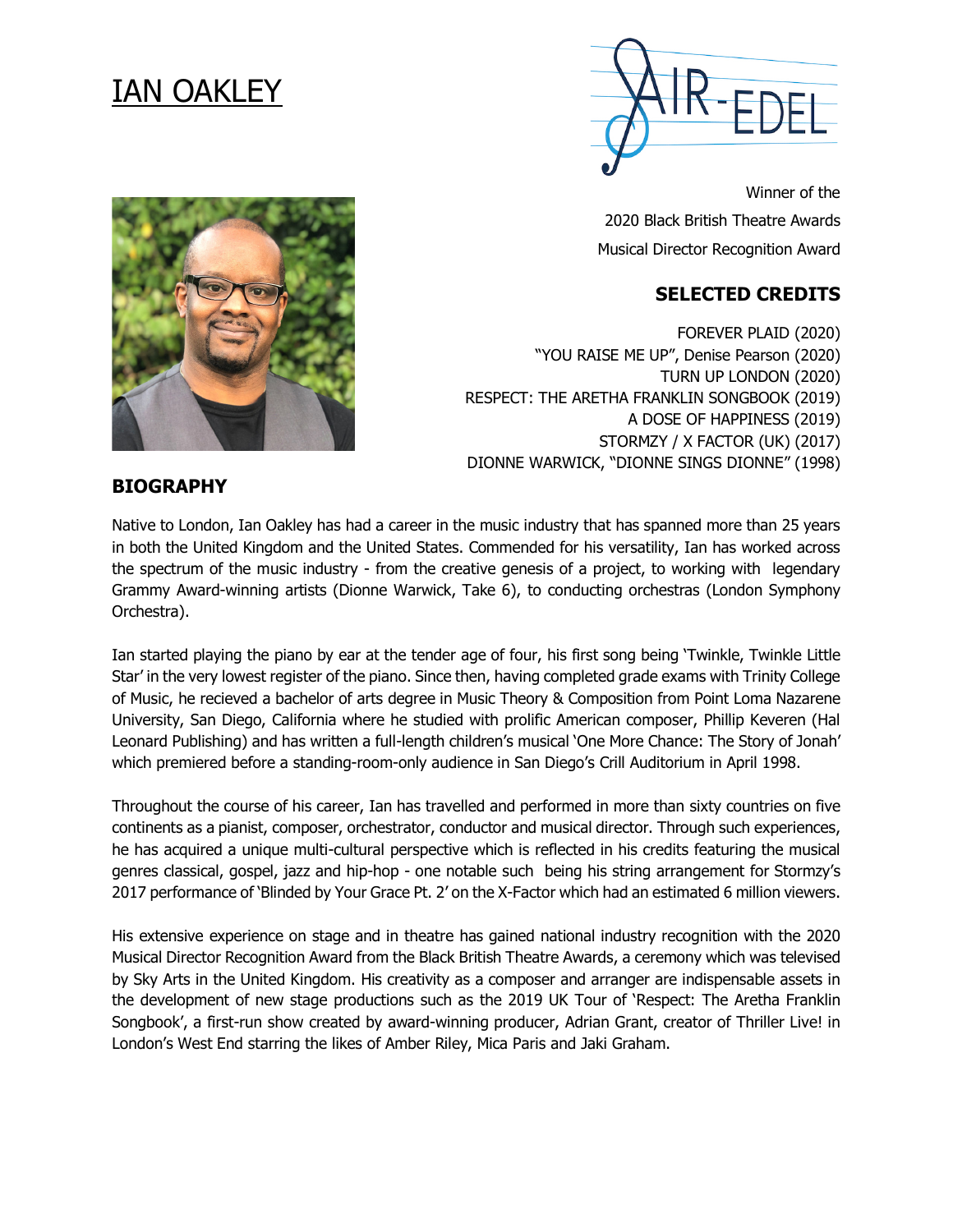# IAN OAKLEY

Winner of the
2020 Black British Theatre Awards
Musical Director Recognition Award

## SELECTED CREDITS

FOREVER PLAID (2020)
"YOU RAISE ME UP", Denise Pearson (2020)
TURN UP LONDON (2020)
RESPECT: THE ARETHA FRANKLIN SONGBOOK (2019)
A DOSE OF HAPPINESS (2019)
STORMZY / X FACTOR (UK) (2017)
DIONNE WARWICK, "DIONNE SINGS DIONNE" (1998)

## BIOGRAPHY

Native to London, Ian Oakley has had a career in the music industry that has spanned more than 25 years in both the United Kingdom and the United States. Commended for his versatility, Ian has worked across the spectrum of the music industry - from the creative genesis of a project, to working with legendary Grammy Award-winning artists (Dionne Warwick, Take 6), to conducting orchestras (London Symphony Orchestra).

Ian started playing the piano by ear at the tender age of four, his first song being 'Twinkle, Twinkle Little Star' in the very lowest register of the piano. Since then, having completed grade exams with Trinity College of Music, he recieved a bachelor of arts degree in Music Theory & Composition from Point Loma Nazarene University, San Diego, California where he studied with prolific American composer, Phillip Keveren (Hal Leonard Publishing) and has written a full-length children's musical 'One More Chance: The Story of Jonah' which premiered before a standing-room-only audience in San Diego's Crill Auditorium in April 1998.

Throughout the course of his career, Ian has travelled and performed in more than sixty countries on five continents as a pianist, composer, orchestrator, conductor and musical director. Through such experiences, he has acquired a unique multi-cultural perspective which is reflected in his credits featuring the musical genres classical, gospel, jazz and hip-hop - one notable such being his string arrangement for Stormzy's 2017 performance of 'Blinded by Your Grace Pt. 2' on the X-Factor which had an estimated 6 million viewers.

His extensive experience on stage and in theatre has gained national industry recognition with the 2020 Musical Director Recognition Award from the Black British Theatre Awards, a ceremony which was televised by Sky Arts in the United Kingdom. His creativity as a composer and arranger are indispensable assets in the development of new stage productions such as the 2019 UK Tour of 'Respect: The Aretha Franklin Songbook', a first-run show created by award-winning producer, Adrian Grant, creator of Thriller Live! in London's West End starring the likes of Amber Riley, Mica Paris and Jaki Graham.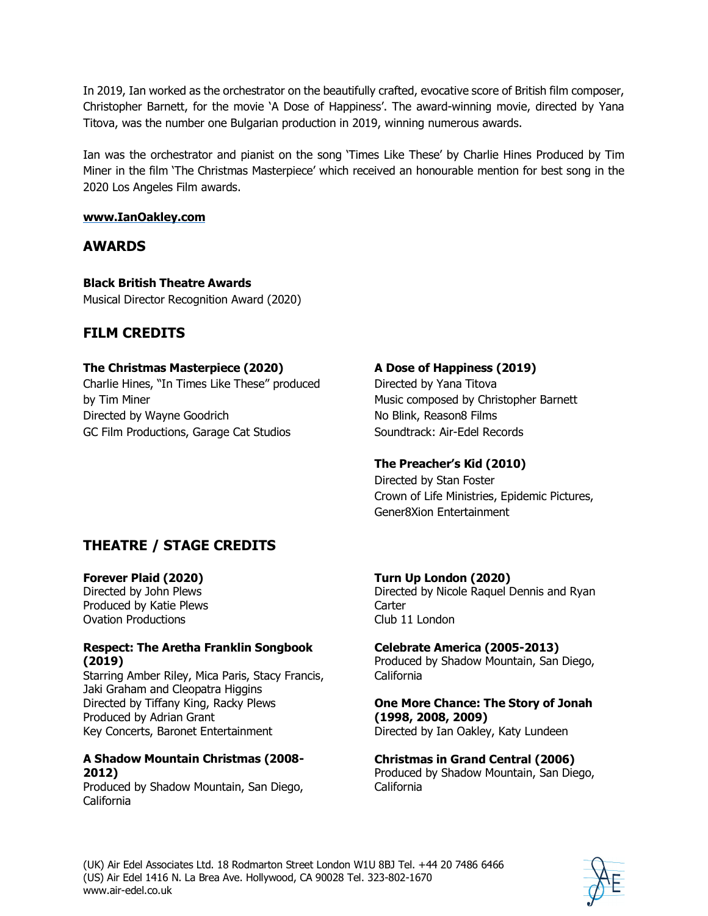In 2019, Ian worked as the orchestrator on the beautifully crafted, evocative score of British film composer, Christopher Barnett, for the movie 'A Dose of Happiness'. The award-winning movie, directed by Yana Titova, was the number one Bulgarian production in 2019, winning numerous awards.

Ian was the orchestrator and pianist on the song 'Times Like These' by Charlie Hines Produced by Tim Miner in the film 'The Christmas Masterpiece' which received an honourable mention for best song in the 2020 Los Angeles Film awards.

**www.IanOakley.com**

## AWARDS

**Black British Theatre Awards**
Musical Director Recognition Award (2020)

## FILM CREDITS

**The Christmas Masterpiece (2020)**
Charlie Hines, "In Times Like These" produced by Tim Miner
Directed by Wayne Goodrich
GC Film Productions, Garage Cat Studios

**A Dose of Happiness (2019)**
Directed by Yana Titova
Music composed by Christopher Barnett
No Blink, Reason8 Films
Soundtrack: Air-Edel Records

**The Preacher's Kid (2010)**
Directed by Stan Foster
Crown of Life Ministries, Epidemic Pictures, Gener8Xion Entertainment

## THEATRE / STAGE CREDITS

**Forever Plaid (2020)**
Directed by John Plews
Produced by Katie Plews
Ovation Productions

**Respect: The Aretha Franklin Songbook (2019)**
Starring Amber Riley, Mica Paris, Stacy Francis, Jaki Graham and Cleopatra Higgins
Directed by Tiffany King, Racky Plews
Produced by Adrian Grant
Key Concerts, Baronet Entertainment

**A Shadow Mountain Christmas (2008-2012)**
Produced by Shadow Mountain, San Diego, California

**Turn Up London (2020)**
Directed by Nicole Raquel Dennis and Ryan Carter
Club 11 London

**Celebrate America (2005-2013)**
Produced by Shadow Mountain, San Diego, California

**One More Chance: The Story of Jonah (1998, 2008, 2009)**
Directed by Ian Oakley, Katy Lundeen

**Christmas in Grand Central (2006)**
Produced by Shadow Mountain, San Diego, California

(UK) Air Edel Associates Ltd. 18 Rodmarton Street London W1U 8BJ Tel. +44 20 7486 6466
(US) Air Edel 1416 N. La Brea Ave. Hollywood, CA 90028 Tel. 323-802-1670
www.air-edel.co.uk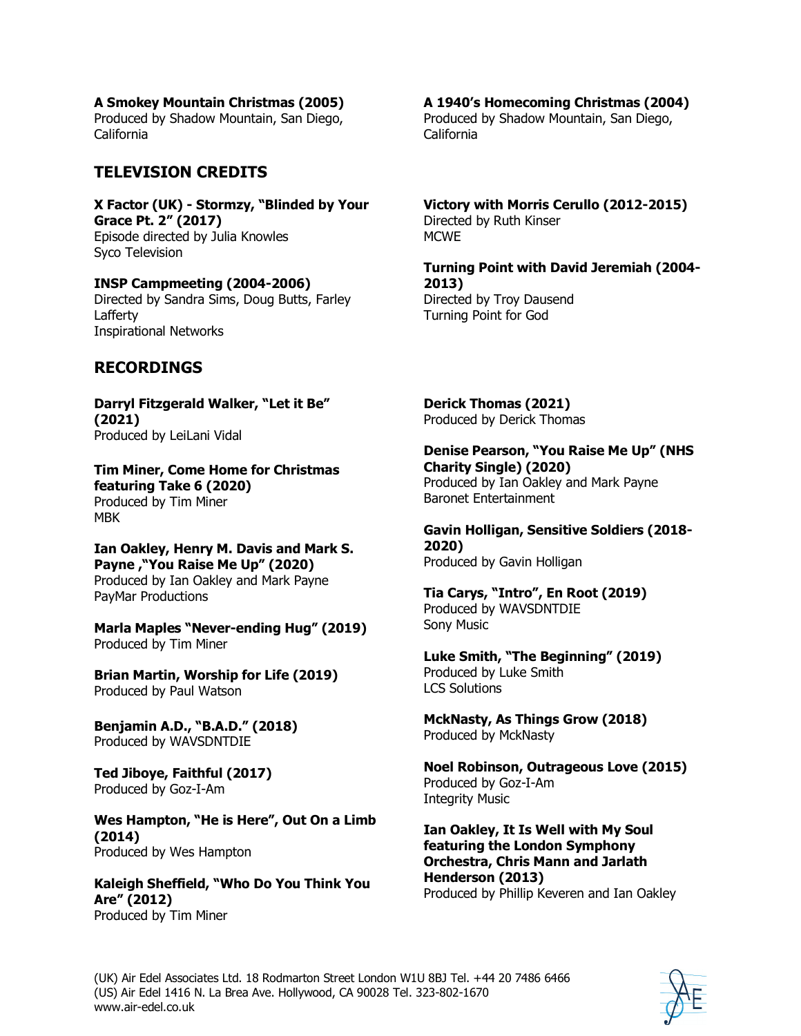**A Smokey Mountain Christmas (2005)**
Produced by Shadow Mountain, San Diego, California

**A 1940's Homecoming Christmas (2004)**
Produced by Shadow Mountain, San Diego, California

## TELEVISION CREDITS

**X Factor (UK) - Stormzy, "Blinded by Your Grace Pt. 2" (2017)**
Episode directed by Julia Knowles
Syco Television

**INSP Campmeeting (2004-2006)**
Directed by Sandra Sims, Doug Butts, Farley Lafferty
Inspirational Networks

**Victory with Morris Cerullo (2012-2015)**
Directed by Ruth Kinser
MCWE

**Turning Point with David Jeremiah (2004-2013)**
Directed by Troy Dausend
Turning Point for God

## RECORDINGS

**Darryl Fitzgerald Walker, "Let it Be" (2021)**
Produced by LeiLani Vidal

**Tim Miner, Come Home for Christmas featuring Take 6 (2020)**
Produced by Tim Miner
MBK

**Ian Oakley, Henry M. Davis and Mark S. Payne ,"You Raise Me Up" (2020)**
Produced by Ian Oakley and Mark Payne
PayMar Productions

**Marla Maples "Never-ending Hug" (2019)**
Produced by Tim Miner

**Brian Martin, Worship for Life (2019)**
Produced by Paul Watson

**Benjamin A.D., "B.A.D." (2018)**
Produced by WAVSDNTDIE

**Ted Jiboye, Faithful (2017)**
Produced by Goz-I-Am

**Wes Hampton, "He is Here", Out On a Limb (2014)**
Produced by Wes Hampton

**Kaleigh Sheffield, "Who Do You Think You Are" (2012)**
Produced by Tim Miner

**Derick Thomas (2021)**
Produced by Derick Thomas

**Denise Pearson, "You Raise Me Up" (NHS Charity Single) (2020)**
Produced by Ian Oakley and Mark Payne
Baronet Entertainment

**Gavin Holligan, Sensitive Soldiers (2018-2020)**
Produced by Gavin Holligan

**Tia Carys, "Intro", En Root (2019)**
Produced by WAVSDNTDIE
Sony Music

**Luke Smith, "The Beginning" (2019)**
Produced by Luke Smith
LCS Solutions

**McKNasty, As Things Grow (2018)**
Produced by McKNasty

**Noel Robinson, Outrageous Love (2015)**
Produced by Goz-I-Am
Integrity Music

**Ian Oakley, It Is Well with My Soul featuring the London Symphony Orchestra, Chris Mann and Jarlath Henderson (2013)**
Produced by Phillip Keveren and Ian Oakley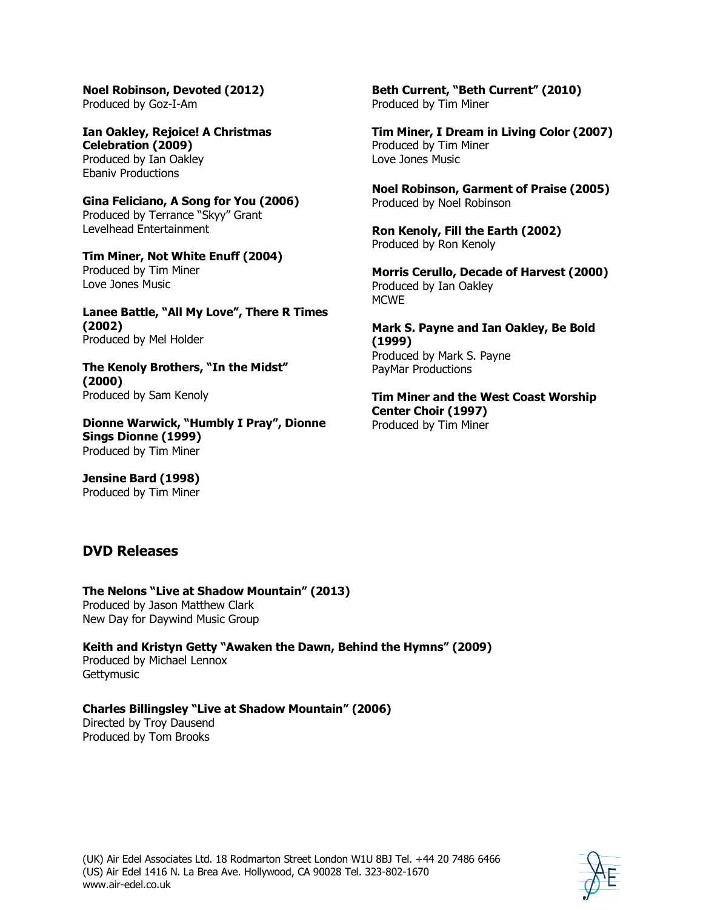**Noel Robinson, Devoted (2012)**
Produced by Goz-I-Am

**Ian Oakley, Rejoice! A Christmas Celebration (2009)**
Produced by Ian Oakley
Ebaniv Productions

**Gina Feliciano, A Song for You (2006)**
Produced by Terrance "Skyy" Grant
Levelhead Entertainment

**Tim Miner, Not White Enuff (2004)**
Produced by Tim Miner
Love Jones Music

**Lanee Battle, "All My Love", There R Times (2002)**
Produced by Mel Holder

**The Kenoly Brothers, "In the Midst" (2000)**
Produced by Sam Kenoly

**Dionne Warwick, "Humbly I Pray", Dionne Sings Dionne (1999)**
Produced by Tim Miner

**Jensine Bard (1998)**
Produced by Tim Miner

**Beth Current, "Beth Current" (2010)**
Produced by Tim Miner

**Tim Miner, I Dream in Living Color (2007)**
Produced by Tim Miner
Love Jones Music

**Noel Robinson, Garment of Praise (2005)**
Produced by Noel Robinson

**Ron Kenoly, Fill the Earth (2002)**
Produced by Ron Kenoly

**Morris Cerullo, Decade of Harvest (2000)**
Produced by Ian Oakley
MCWE

**Mark S. Payne and Ian Oakley, Be Bold (1999)**
Produced by Mark S. Payne
PayMar Productions

**Tim Miner and the West Coast Worship Center Choir (1997)**
Produced by Tim Miner

## DVD Releases

**The Nelons "Live at Shadow Mountain" (2013)**
Produced by Jason Matthew Clark
New Day for Daywind Music Group

**Keith and Kristyn Getty "Awaken the Dawn, Behind the Hymns" (2009)**
Produced by Michael Lennox
Gettymusic

**Charles Billingsley "Live at Shadow Mountain" (2006)**
Directed by Troy Dausend
Produced by Tom Brooks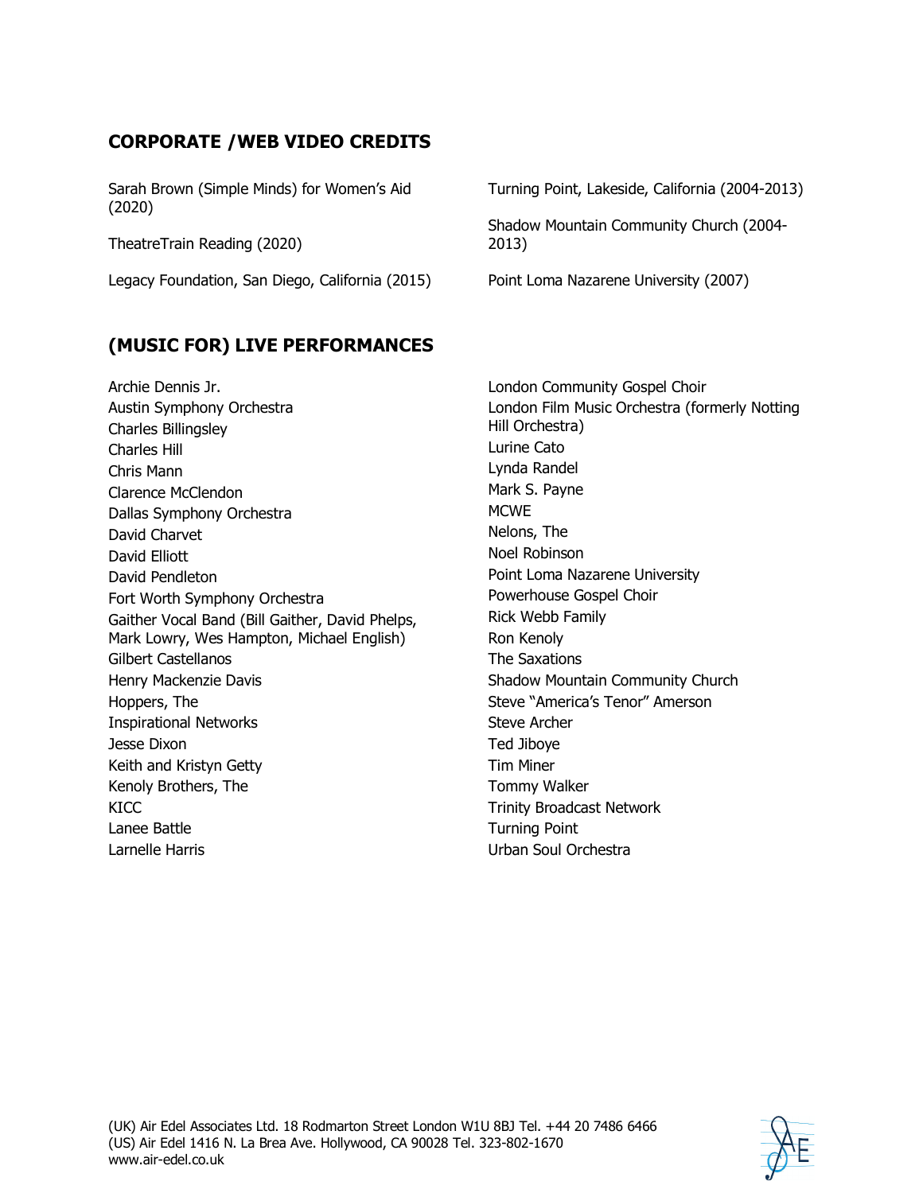## CORPORATE /WEB VIDEO CREDITS

Sarah Brown (Simple Minds) for Women's Aid (2020)

TheatreTrain Reading (2020)

Legacy Foundation, San Diego, California (2015)

Turning Point, Lakeside, California (2004-2013)

Shadow Mountain Community Church (2004-2013)

Point Loma Nazarene University (2007)

## (MUSIC FOR) LIVE PERFORMANCES

Archie Dennis Jr.
Austin Symphony Orchestra
Charles Billingsley
Charles Hill
Chris Mann
Clarence McClendon
Dallas Symphony Orchestra
David Charvet
David Elliott
David Pendleton
Fort Worth Symphony Orchestra
Gaither Vocal Band (Bill Gaither, David Phelps, Mark Lowry, Wes Hampton, Michael English)
Gilbert Castellanos
Henry Mackenzie Davis
Hoppers, The
Inspirational Networks
Jesse Dixon
Keith and Kristyn Getty
Kenoly Brothers, The
KICC
Lanee Battle
Larnelle Harris
London Community Gospel Choir
London Film Music Orchestra (formerly Notting Hill Orchestra)
Lurine Cato
Lynda Randel
Mark S. Payne
MCWE
Nelons, The
Noel Robinson
Point Loma Nazarene University
Powerhouse Gospel Choir
Rick Webb Family
Ron Kenoly
The Saxations
Shadow Mountain Community Church
Steve "America's Tenor" Amerson
Steve Archer
Ted Jiboye
Tim Miner
Tommy Walker
Trinity Broadcast Network
Turning Point
Urban Soul Orchestra

(UK) Air Edel Associates Ltd. 18 Rodmarton Street London W1U 8BJ Tel. +44 20 7486 6466
(US) Air Edel 1416 N. La Brea Ave. Hollywood, CA 90028 Tel. 323-802-1670
www.air-edel.co.uk